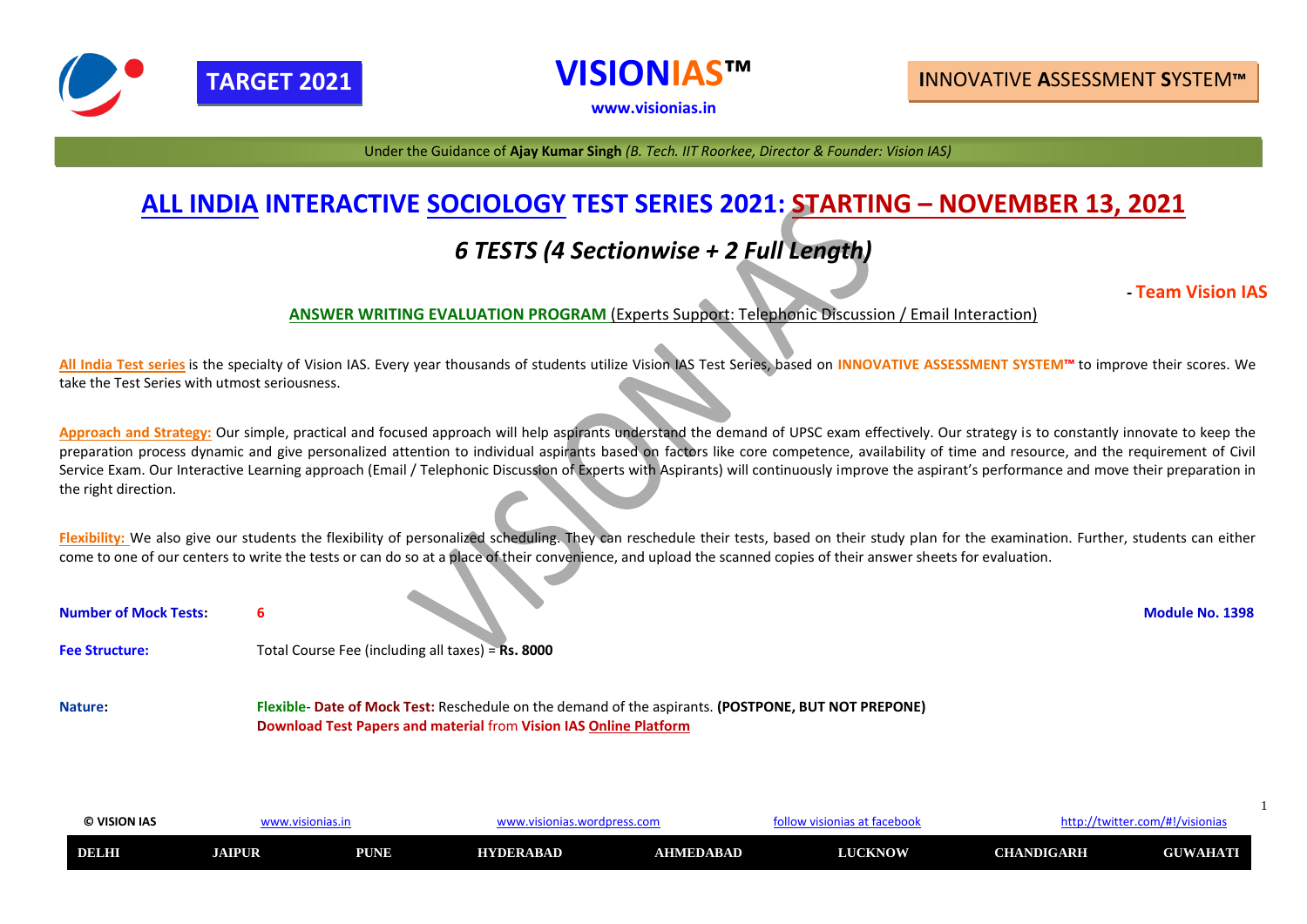**TARGET 2021** **VISIONIAS™** **INNOVATIVE ASSESSMENT SYSTEM™**

www.visionias.in

Under the Guidance of **Ajay Kumar Singh** *(B. Tech. IIT Roorkee, Director & Founder: Vision IAS)*

# ALL INDIA INTERACTIVE SOCIOLOGY TEST SERIES 2021: STARTING – NOVEMBER 13, 2021

## *6 TESTS (4 Sectionwise + 2 Full Length)*

**- Team Vision IAS**

**ANSWER WRITING EVALUATION PROGRAM** (Experts Support: Telephonic Discussion / Email Interaction)

**All India Test series** is the specialty of Vision IAS. Every year thousands of students utilize Vision IAS Test Series, based on **INNOVATIVE ASSESSMENT SYSTEM™** to improve their scores. We take the Test Series with utmost seriousness.

**Approach and Strategy:** Our simple, practical and focused approach will help aspirants understand the demand of UPSC exam effectively. Our strategy is to constantly innovate to keep the preparation process dynamic and give personalized attention to individual aspirants based on factors like core competence, availability of time and resource, and the requirement of Civil Service Exam. Our Interactive Learning approach (Email / Telephonic Discussion of Experts with Aspirants) will continuously improve the aspirant's performance and move their preparation in the right direction.

**Flexibility:** We also give our students the flexibility of personalized scheduling. They can reschedule their tests, based on their study plan for the examination. Further, students can either come to one of our centers to write the tests or can do so at a place of their convenience, and upload the scanned copies of their answer sheets for evaluation.

**Number of Mock Tests:** **6** **Module No. 1398**

**Fee Structure:** Total Course Fee (including all taxes) = **Rs. 8000**

**Nature:** **Flexible**- **Date of Mock Test:** Reschedule on the demand of the aspirants. **(POSTPONE, BUT NOT PREPONE)**
**Download Test Papers and material** from **Vision IAS Online Platform**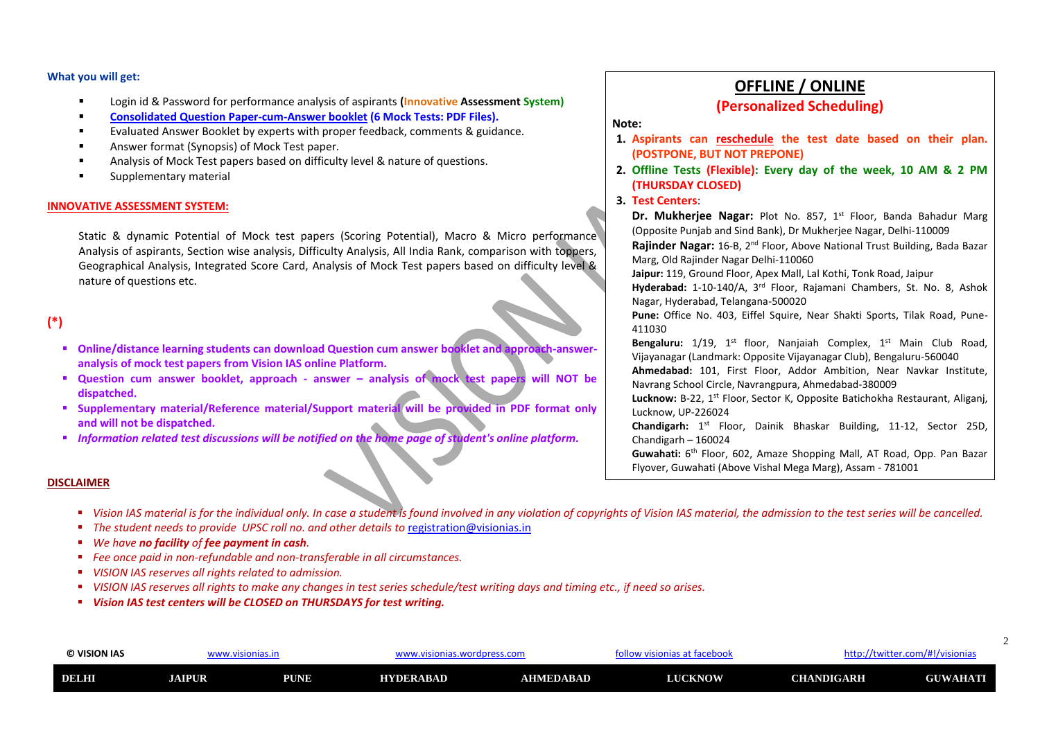**What you will get:**

- Login id & Password for performance analysis of aspirants **(Innovative Assessment System)**
- **Consolidated Question Paper-cum-Answer booklet (6 Mock Tests: PDF Files).**
- Evaluated Answer Booklet by experts with proper feedback, comments & guidance.
- Answer format (Synopsis) of Mock Test paper.
- Analysis of Mock Test papers based on difficulty level & nature of questions.
- Supplementary material

**INNOVATIVE ASSESSMENT SYSTEM:**

Static & dynamic Potential of Mock test papers (Scoring Potential), Macro & Micro performance Analysis of aspirants, Section wise analysis, Difficulty Analysis, All India Rank, comparison with toppers, Geographical Analysis, Integrated Score Card, Analysis of Mock Test papers based on difficulty level & nature of questions etc.

**(*)**

- **Online/distance learning students can download Question cum answer booklet and approach-answer-analysis of mock test papers from Vision IAS online Platform.**
- **Question cum answer booklet, approach - answer – analysis of mock test papers will NOT be dispatched.**
- **Supplementary material/Reference material/Support material will be provided in PDF format only and will not be dispatched.**
- ***Information related test discussions will be notified on the home page of student's online platform.***

## OFFLINE / ONLINE

### (Personalized Scheduling)

**Note:**

1. **Aspirants can reschedule the test date based on their plan. (POSTPONE, BUT NOT PREPONE)**
2. **Offline Tests (Flexible): Every day of the week, 10 AM & 2 PM (THURSDAY CLOSED)**
3. **Test Centers**:

**Dr. Mukherjee Nagar:** Plot No. 857, 1st Floor, Banda Bahadur Marg (Opposite Punjab and Sind Bank), Dr Mukherjee Nagar, Delhi-110009

**Rajinder Nagar:** 16-B, 2nd Floor, Above National Trust Building, Bada Bazar Marg, Old Rajinder Nagar Delhi-110060

**Jaipur:** 119, Ground Floor, Apex Mall, Lal Kothi, Tonk Road, Jaipur

**Hyderabad:** 1-10-140/A, 3rd Floor, Rajamani Chambers, St. No. 8, Ashok Nagar, Hyderabad, Telangana-500020

**Pune:** Office No. 403, Eiffel Squire, Near Shakti Sports, Tilak Road, Pune-411030

**Bengaluru:** 1/19, 1st floor, Nanjaiah Complex, 1st Main Club Road, Vijayanagar (Landmark: Opposite Vijayanagar Club), Bengaluru-560040

**Ahmedabad:** 101, First Floor, Addor Ambition, Near Navkar Institute, Navrang School Circle, Navrangpura, Ahmedabad-380009

**Lucknow:** B-22, 1st Floor, Sector K, Opposite Batichokha Restaurant, Aliganj, Lucknow, UP-226024

**Chandigarh:** 1st Floor, Dainik Bhaskar Building, 11-12, Sector 25D, Chandigarh – 160024

**Guwahati:** 6th Floor, 602, Amaze Shopping Mall, AT Road, Opp. Pan Bazar Flyover, Guwahati (Above Vishal Mega Marg), Assam - 781001

**DISCLAIMER**

- *Vision IAS material is for the individual only. In case a student is found involved in any violation of copyrights of Vision IAS material, the admission to the test series will be cancelled.*
- *The student needs to provide UPSC roll no. and other details to* registration@visionias.in
- *We have **no facility** of **fee payment in cash**.*
- *Fee once paid in non-refundable and non-transferable in all circumstances.*
- *VISION IAS reserves all rights related to admission.*
- *VISION IAS reserves all rights to make any changes in test series schedule/test writing days and timing etc., if need so arises.*
- ***Vision IAS test centers will be CLOSED on THURSDAYS for test writing.***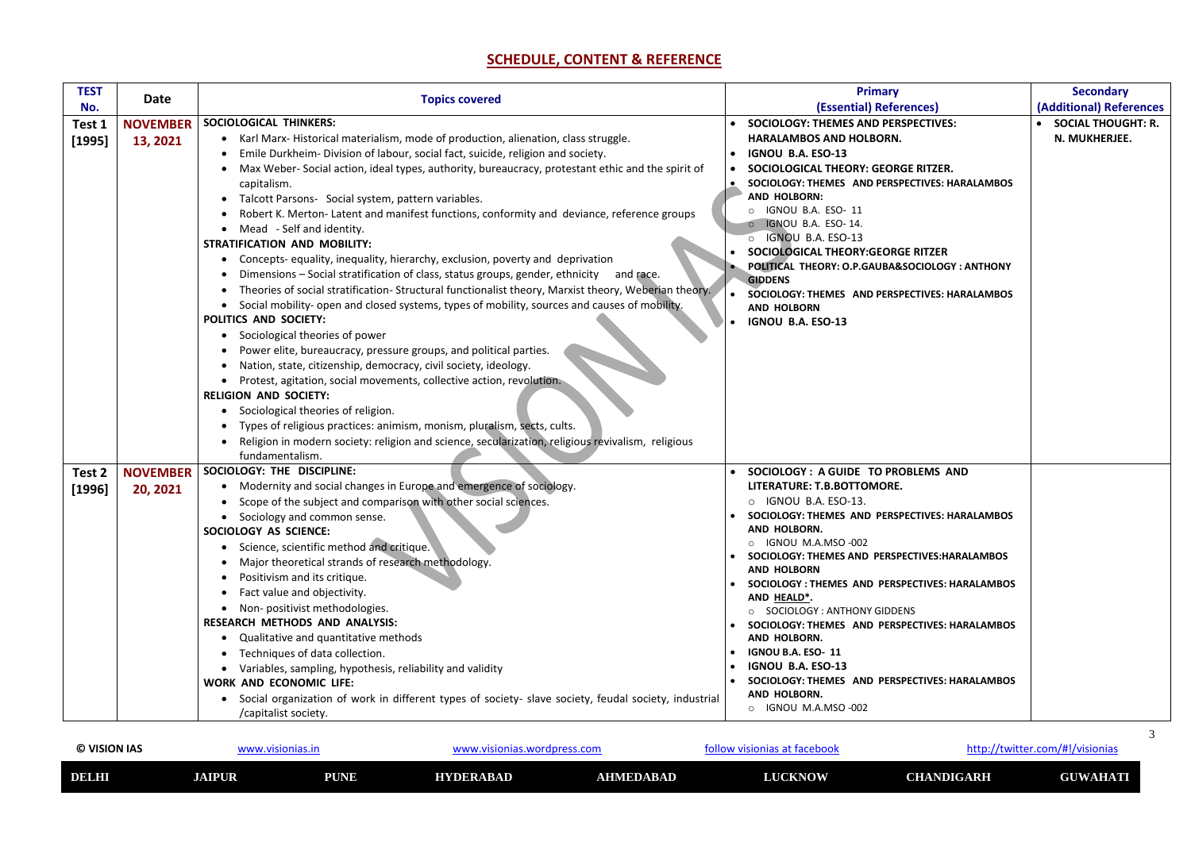## SCHEDULE, CONTENT & REFERENCE

| TEST No. | Date | Topics covered | Primary (Essential) References | Secondary (Additional) References |
|---|---|---|---|---|
| Test 1 [1995] | NOVEMBER 13, 2021 | **SOCIOLOGICAL THINKERS:**<br>• Karl Marx- Historical materialism, mode of production, alienation, class struggle.<br>• Emile Durkheim- Division of labour, social fact, suicide, religion and society.<br>• Max Weber- Social action, ideal types, authority, bureaucracy, protestant ethic and the spirit of capitalism.<br>• Talcott Parsons- Social system, pattern variables.<br>• Robert K. Merton- Latent and manifest functions, conformity and deviance, reference groups<br>• Mead - Self and identity.<br>**STRATIFICATION AND MOBILITY:**<br>• Concepts- equality, inequality, hierarchy, exclusion, poverty and deprivation<br>• Dimensions – Social stratification of class, status groups, gender, ethnicity and race.<br>• Theories of social stratification- Structural functionalist theory, Marxist theory, Weberian theory.<br>• Social mobility- open and closed systems, types of mobility, sources and causes of mobility.<br>**POLITICS AND SOCIETY:**<br>• Sociological theories of power<br>• Power elite, bureaucracy, pressure groups, and political parties.<br>• Nation, state, citizenship, democracy, civil society, ideology.<br>• Protest, agitation, social movements, collective action, revolution.<br>**RELIGION AND SOCIETY:**<br>• Sociological theories of religion.<br>• Types of religious practices: animism, monism, pluralism, sects, cults.<br>• Religion in modern society: religion and science, secularization, religious revivalism, religious fundamentalism. | • **SOCIOLOGY: THEMES AND PERSPECTIVES: HARALAMBOS AND HOLBORN.**<br>• **IGNOU B.A. ESO-13**<br>• **SOCIOLOGICAL THEORY: GEORGE RITZER.**<br>• **SOCIOLOGY: THEMES AND PERSPECTIVES: HARALAMBOS AND HOLBORN:**<br>○ IGNOU B.A. ESO- 11<br>○ IGNOU B.A. ESO- 14.<br>○ IGNOU B.A. ESO-13<br>• **SOCIOLOGICAL THEORY:GEORGE RITZER**<br>• **POLITICAL THEORY: O.P.GAUBA&SOCIOLOGY : ANTHONY GIDDENS**<br>• **SOCIOLOGY: THEMES AND PERSPECTIVES: HARALAMBOS AND HOLBORN**<br>• **IGNOU B.A. ESO-13** | • **SOCIAL THOUGHT: R. N. MUKHERJEE.** |
| Test 2 [1996] | NOVEMBER 20, 2021 | **SOCIOLOGY: THE DISCIPLINE:**<br>• Modernity and social changes in Europe and emergence of sociology.<br>• Scope of the subject and comparison with other social sciences.<br>• Sociology and common sense.<br>**SOCIOLOGY AS SCIENCE:**<br>• Science, scientific method and critique.<br>• Major theoretical strands of research methodology.<br>• Positivism and its critique.<br>• Fact value and objectivity.<br>• Non- positivist methodologies.<br>**RESEARCH METHODS AND ANALYSIS:**<br>• Qualitative and quantitative methods<br>• Techniques of data collection.<br>• Variables, sampling, hypothesis, reliability and validity<br>**WORK AND ECONOMIC LIFE:**<br>• Social organization of work in different types of society- slave society, feudal society, industrial /capitalist society. | • **SOCIOLOGY : A GUIDE TO PROBLEMS AND LITERATURE: T.B.BOTTOMORE.**<br>○ IGNOU B.A. ESO-13.<br>• **SOCIOLOGY: THEMES AND PERSPECTIVES: HARALAMBOS AND HOLBORN.**<br>○ IGNOU M.A.MSO -002<br>• **SOCIOLOGY: THEMES AND PERSPECTIVES:HARALAMBOS AND HOLBORN**<br>• **SOCIOLOGY : THEMES AND PERSPECTIVES: HARALAMBOS AND HEALD*.**<br>○ SOCIOLOGY : ANTHONY GIDDENS<br>• **SOCIOLOGY: THEMES AND PERSPECTIVES: HARALAMBOS AND HOLBORN.**<br>• **IGNOU B.A. ESO- 11**<br>• **IGNOU B.A. ESO-13**<br>• **SOCIOLOGY: THEMES AND PERSPECTIVES: HARALAMBOS AND HOLBORN.**<br>○ IGNOU M.A.MSO -002 | |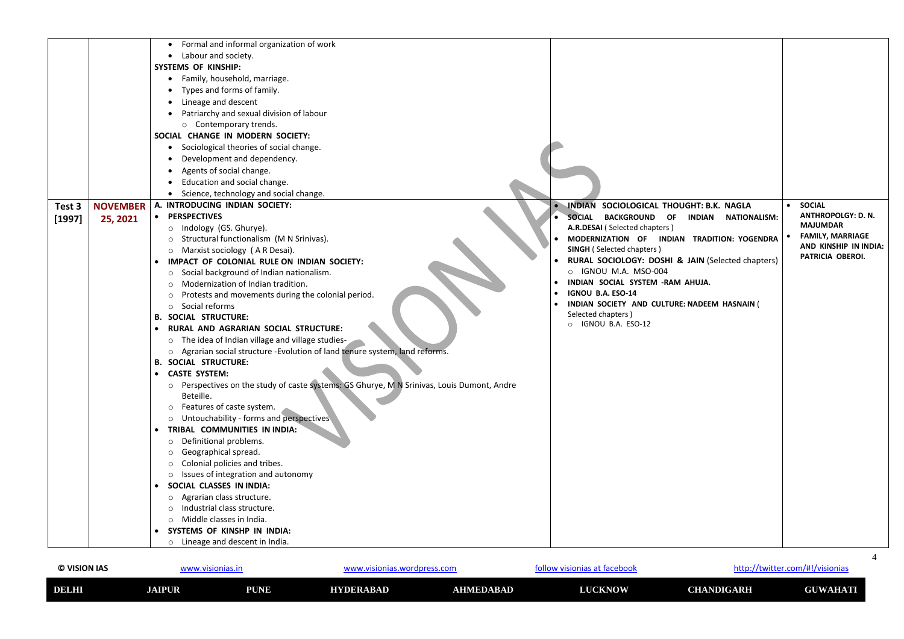| | | | | |
|---|---|---|---|---|
| | | • Formal and informal organization of work<br>• Labour and society.<br>**SYSTEMS OF KINSHIP:**<br>• Family, household, marriage.<br>• Types and forms of family.<br>• Lineage and descent<br>• Patriarchy and sexual division of labour<br>  ○ Contemporary trends.<br>**SOCIAL CHANGE IN MODERN SOCIETY:**<br>• Sociological theories of social change.<br>• Development and dependency.<br>• Agents of social change.<br>• Education and social change.<br>• Science, technology and social change. | | |
| **Test 3 [1997]** | **NOVEMBER 25, 2021** | **A. INTRODUCING INDIAN SOCIETY:**<br>• **PERSPECTIVES**<br>  ○ Indology (GS. Ghurye).<br>  ○ Structural functionalism (M N Srinivas).<br>  ○ Marxist sociology ( A R Desai).<br>• **IMPACT OF COLONIAL RULE ON INDIAN SOCIETY:**<br>  ○ Social background of Indian nationalism.<br>  ○ Modernization of Indian tradition.<br>  ○ Protests and movements during the colonial period.<br>  ○ Social reforms<br>**B. SOCIAL STRUCTURE:**<br>• **RURAL AND AGRARIAN SOCIAL STRUCTURE:**<br>  ○ The idea of Indian village and village studies-<br>  ○ Agrarian social structure -Evolution of land tenure system, land reforms.<br>**B. SOCIAL STRUCTURE:**<br>• **CASTE SYSTEM:**<br>  ○ Perspectives on the study of caste systems: GS Ghurye, M N Srinivas, Louis Dumont, Andre Beteille.<br>  ○ Features of caste system.<br>  ○ Untouchability - forms and perspectives<br>• **TRIBAL COMMUNITIES IN INDIA:**<br>  ○ Definitional problems.<br>  ○ Geographical spread.<br>  ○ Colonial policies and tribes.<br>  ○ Issues of integration and autonomy<br>• **SOCIAL CLASSES IN INDIA:**<br>  ○ Agrarian class structure.<br>  ○ Industrial class structure.<br>  ○ Middle classes in India.<br>• **SYSTEMS OF KINSHP IN INDIA:**<br>  ○ Lineage and descent in India. | • **INDIAN SOCIOLOGICAL THOUGHT: B.K. NAGLA**<br>• **SOCIAL BACKGROUND OF INDIAN NATIONALISM: A.R.DESAI** ( Selected chapters )<br>• **MODERNIZATION OF INDIAN TRADITION: YOGENDRA SINGH** ( Selected chapters )<br>• **RURAL SOCIOLOGY: DOSHI & JAIN** (Selected chapters)<br>  ○ IGNOU M.A. MSO-004<br>• **INDIAN SOCIAL SYSTEM -RAM AHUJA.**<br>• **IGNOU B.A. ESO-14**<br>• **INDIAN SOCIETY AND CULTURE: NADEEM HASNAIN** ( Selected chapters )<br>  ○ IGNOU B.A. ESO-12 | • **SOCIAL ANTHROPOLGY: D. N. MAJUMDAR**<br>• **FAMILY, MARRIAGE AND KINSHIP IN INDIA: PATRICIA OBEROI.** |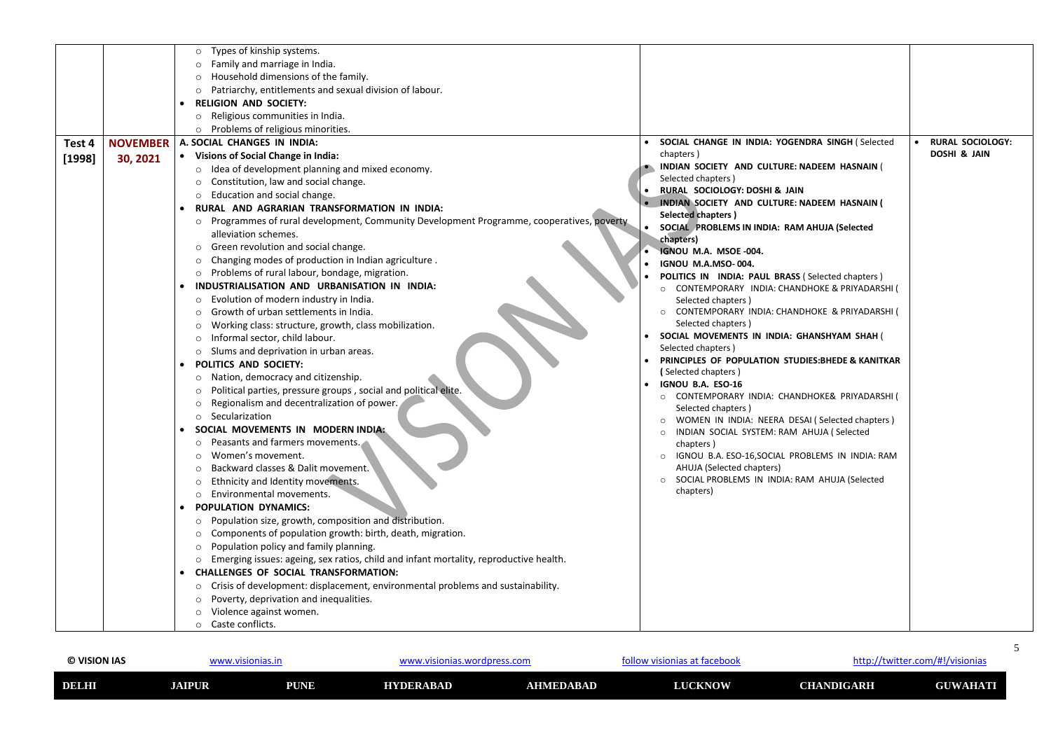| | | | | |
|---|---|---|---|---|
| | | ○ Types of kinship systems.<br>○ Family and marriage in India.<br>○ Household dimensions of the family.<br>○ Patriarchy, entitlements and sexual division of labour.<br>• **RELIGION AND SOCIETY:**<br>○ Religious communities in India.<br>○ Problems of religious minorities. | | |
| **Test 4 [1998]** | **NOVEMBER 30, 2021** | **A. SOCIAL CHANGES IN INDIA:**<br>• **Visions of Social Change in India:**<br>○ Idea of development planning and mixed economy.<br>○ Constitution, law and social change.<br>○ Education and social change.<br>• **RURAL AND AGRARIAN TRANSFORMATION IN INDIA:**<br>○ Programmes of rural development, Community Development Programme, cooperatives, poverty alleviation schemes.<br>○ Green revolution and social change.<br>○ Changing modes of production in Indian agriculture .<br>○ Problems of rural labour, bondage, migration.<br>• **INDUSTRIALISATION AND URBANISATION IN INDIA:**<br>○ Evolution of modern industry in India.<br>○ Growth of urban settlements in India.<br>○ Working class: structure, growth, class mobilization.<br>○ Informal sector, child labour.<br>○ Slums and deprivation in urban areas.<br>• **POLITICS AND SOCIETY:**<br>○ Nation, democracy and citizenship.<br>○ Political parties, pressure groups , social and political elite.<br>○ Regionalism and decentralization of power.<br>○ Secularization<br>• **SOCIAL MOVEMENTS IN MODERN INDIA:**<br>○ Peasants and farmers movements.<br>○ Women's movement.<br>○ Backward classes & Dalit movement.<br>○ Ethnicity and Identity movements.<br>○ Environmental movements.<br>• **POPULATION DYNAMICS:**<br>○ Population size, growth, composition and distribution.<br>○ Components of population growth: birth, death, migration.<br>○ Population policy and family planning.<br>○ Emerging issues: ageing, sex ratios, child and infant mortality, reproductive health.<br>• **CHALLENGES OF SOCIAL TRANSFORMATION:**<br>○ Crisis of development: displacement, environmental problems and sustainability.<br>○ Poverty, deprivation and inequalities.<br>○ Violence against women.<br>○ Caste conflicts. | • **SOCIAL CHANGE IN INDIA: YOGENDRA SINGH** ( Selected chapters )<br>• **INDIAN SOCIETY AND CULTURE: NADEEM HASNAIN** ( Selected chapters )<br>• **RURAL SOCIOLOGY: DOSHI & JAIN**<br>• **INDIAN SOCIETY AND CULTURE: NADEEM HASNAIN ( Selected chapters )**<br>• **SOCIAL PROBLEMS IN INDIA: RAM AHUJA (Selected chapters)**<br>• **IGNOU M.A. MSOE -004.**<br>• **IGNOU M.A.MSO- 004.**<br>• **POLITICS IN INDIA: PAUL BRASS** ( Selected chapters )<br>○ CONTEMPORARY INDIA: CHANDHOKE & PRIYADARSHI ( Selected chapters )<br>○ CONTEMPORARY INDIA: CHANDHOKE & PRIYADARSHI ( Selected chapters )<br>• **SOCIAL MOVEMENTS IN INDIA: GHANSHYAM SHAH** ( Selected chapters )<br>• **PRINCIPLES OF POPULATION STUDIES:BHEDE & KANITKAR** ( Selected chapters )<br>• **IGNOU B.A. ESO-16**<br>○ CONTEMPORARY INDIA: CHANDHOKE& PRIYADARSHI ( Selected chapters )<br>○ WOMEN IN INDIA: NEERA DESAI ( Selected chapters )<br>○ INDIAN SOCIAL SYSTEM: RAM AHUJA ( Selected chapters )<br>○ IGNOU B.A. ESO-16,SOCIAL PROBLEMS IN INDIA: RAM AHUJA (Selected chapters)<br>○ SOCIAL PROBLEMS IN INDIA: RAM AHUJA (Selected chapters) | • **RURAL SOCIOLOGY: DOSHI & JAIN** |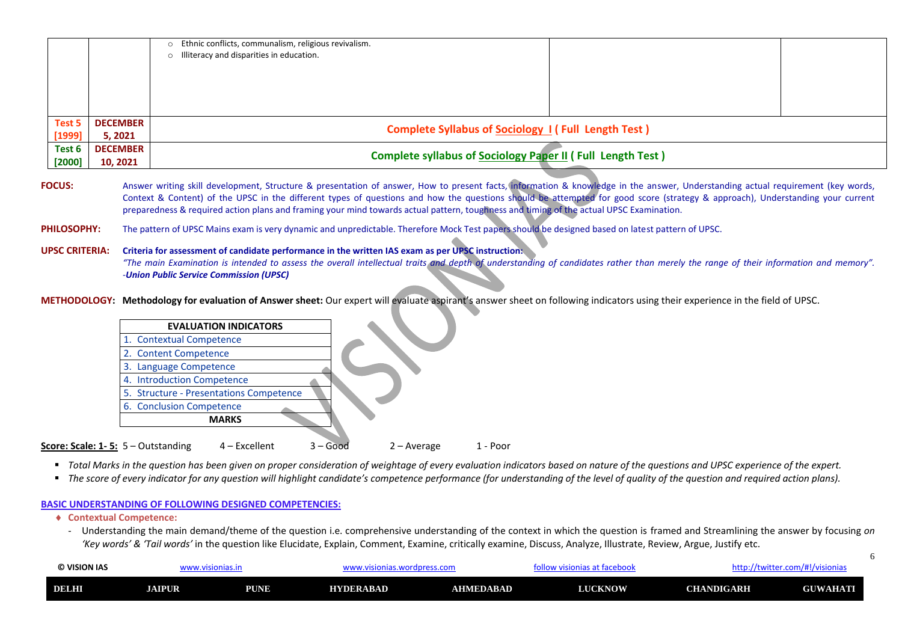| | | | | |
|---|---|---|---|---|
| | | ○ Ethnic conflicts, communalism, religious revivalism.<br>○ Illiteracy and disparities in education. | | |
| **Test 5 [1999]** | **DECEMBER 5, 2021** | **Complete Syllabus of Sociology I ( Full Length Test )** | | |
| **Test 6 [2000]** | **DECEMBER 10, 2021** | **Complete syllabus of Sociology Paper II ( Full Length Test )** | | |

**FOCUS:** Answer writing skill development, Structure & presentation of answer, How to present facts, information & knowledge in the answer, Understanding actual requirement (key words, Context & Content) of the UPSC in the different types of questions and how the questions should be attempted for good score (strategy & approach), Understanding your current preparedness & required action plans and framing your mind towards actual pattern, toughness and timing of the actual UPSC Examination.

**PHILOSOPHY:** The pattern of UPSC Mains exam is very dynamic and unpredictable. Therefore Mock Test papers should be designed based on latest pattern of UPSC.

**UPSC CRITERIA:** **Criteria for assessment of candidate performance in the written IAS exam as per UPSC instruction:**
*"The main Examination is intended to assess the overall intellectual traits and depth of understanding of candidates rather than merely the range of their information and memory".*
*-**Union Public Service Commission (UPSC)***

**METHODOLOGY:** **Methodology for evaluation of Answer sheet:** Our expert will evaluate aspirant's answer sheet on following indicators using their experience in the field of UPSC.

| EVALUATION INDICATORS |
|---|
| 1. Contextual Competence |
| 2. Content Competence |
| 3. Language Competence |
| 4. Introduction Competence |
| 5. Structure - Presentations Competence |
| 6. Conclusion Competence |
| **MARKS** |

**Score: Scale: 1- 5:** 5 – Outstanding 4 – Excellent 3 – Good 2 – Average 1 - Poor

- *Total Marks in the question has been given on proper consideration of weightage of every evaluation indicators based on nature of the questions and UPSC experience of the expert.*
- *The score of every indicator for any question will highlight candidate's competence performance (for understanding of the level of quality of the question and required action plans).*

**BASIC UNDERSTANDING OF FOLLOWING DESIGNED COMPETENCIES:**

- **Contextual Competence:**
  - Understanding the main demand/theme of the question i.e. comprehensive understanding of the context in which the question is framed and Streamlining the answer by focusing *on 'Key words' & 'Tail words'* in the question like Elucidate, Explain, Comment, Examine, critically examine, Discuss, Analyze, Illustrate, Review, Argue, Justify etc.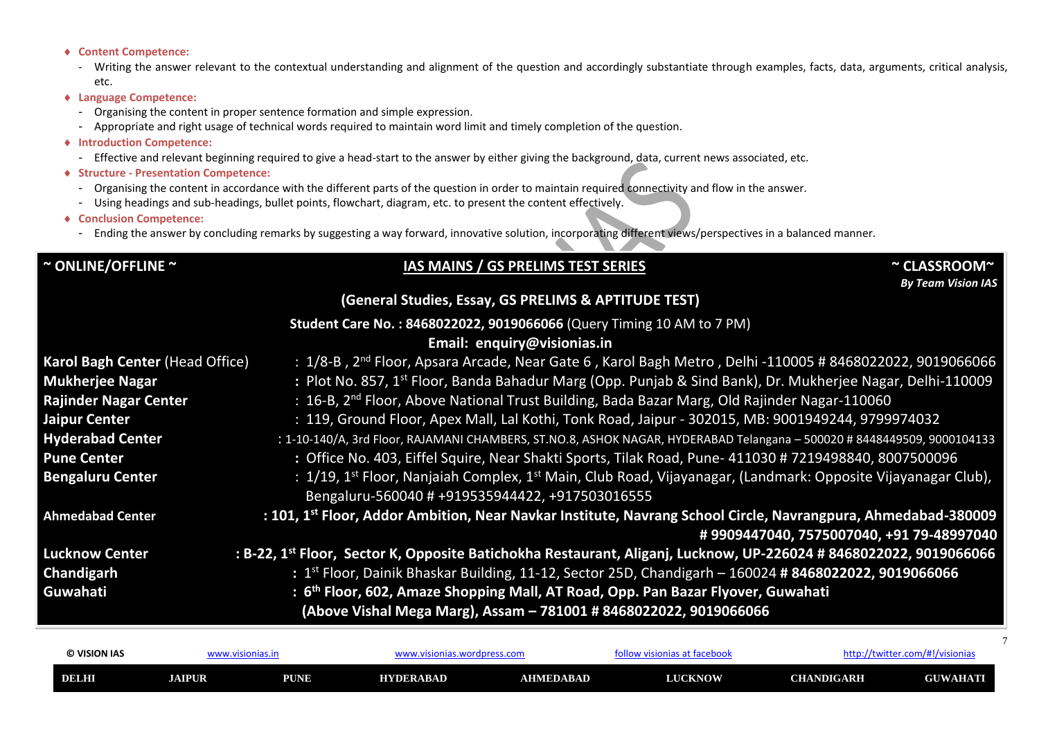- **Content Competence:**
  - Writing the answer relevant to the contextual understanding and alignment of the question and accordingly substantiate through examples, facts, data, arguments, critical analysis, etc.
- **Language Competence:**
  - Organising the content in proper sentence formation and simple expression.
  - Appropriate and right usage of technical words required to maintain word limit and timely completion of the question.
- **Introduction Competence:**
  - Effective and relevant beginning required to give a head-start to the answer by either giving the background, data, current news associated, etc.
- **Structure - Presentation Competence:**
  - Organising the content in accordance with the different parts of the question in order to maintain required connectivity and flow in the answer.
  - Using headings and sub-headings, bullet points, flowchart, diagram, etc. to present the content effectively.
- **Conclusion Competence:**
  - Ending the answer by concluding remarks by suggesting a way forward, innovative solution, incorporating different views/perspectives in a balanced manner.

**~ ONLINE/OFFLINE ~** | **IAS MAINS / GS PRELIMS TEST SERIES** | **~ CLASSROOM~**

***By Team Vision IAS***

**(General Studies, Essay, GS PRELIMS & APTITUDE TEST)**

**Student Care No. : 8468022022, 9019066066** (Query Timing 10 AM to 7 PM)

**Email: enquiry@visionias.in**

| | |
|---|---|
| **Karol Bagh Center** (Head Office) | : 1/8-B , 2nd Floor, Apsara Arcade, Near Gate 6 , Karol Bagh Metro , Delhi -110005 # 8468022022, 9019066066 |
| **Mukherjee Nagar** | : Plot No. 857, 1st Floor, Banda Bahadur Marg (Opp. Punjab & Sind Bank), Dr. Mukherjee Nagar, Delhi-110009 |
| **Rajinder Nagar Center** | : 16-B, 2nd Floor, Above National Trust Building, Bada Bazar Marg, Old Rajinder Nagar-110060 |
| **Jaipur Center** | : 119, Ground Floor, Apex Mall, Lal Kothi, Tonk Road, Jaipur - 302015, MB: 9001949244, 9799974032 |
| **Hyderabad Center** | : 1-10-140/A, 3rd Floor, RAJAMANI CHAMBERS, ST.NO.8, ASHOK NAGAR, HYDERABAD Telangana – 500020 # 8448449509, 9000104133 |
| **Pune Center** | : Office No. 403, Eiffel Squire, Near Shakti Sports, Tilak Road, Pune- 411030 # 7219498840, 8007500096 |
| **Bengaluru Center** | : 1/19, 1st Floor, Nanjaiah Complex, 1st Main, Club Road, Vijayanagar, (Landmark: Opposite Vijayanagar Club), Bengaluru-560040 # +919535944422, +917503016555 |
| **Ahmedabad Center** | **: 101, 1st Floor, Addor Ambition, Near Navkar Institute, Navrang School Circle, Navrangpura, Ahmedabad-380009 # 9909447040, 7575007040, +91 79-48997040** |
| **Lucknow Center** | **: B-22, 1st Floor, Sector K, Opposite Batichokha Restaurant, Aliganj, Lucknow, UP-226024 # 8468022022, 9019066066** |
| **Chandigarh** | : 1st Floor, Dainik Bhaskar Building, 11-12, Sector 25D, Chandigarh – 160024 **# 8468022022, 9019066066** |
| **Guwahati** | **: 6th Floor, 602, Amaze Shopping Mall, AT Road, Opp. Pan Bazar Flyover, Guwahati (Above Vishal Mega Marg), Assam – 781001 # 8468022022, 9019066066** |